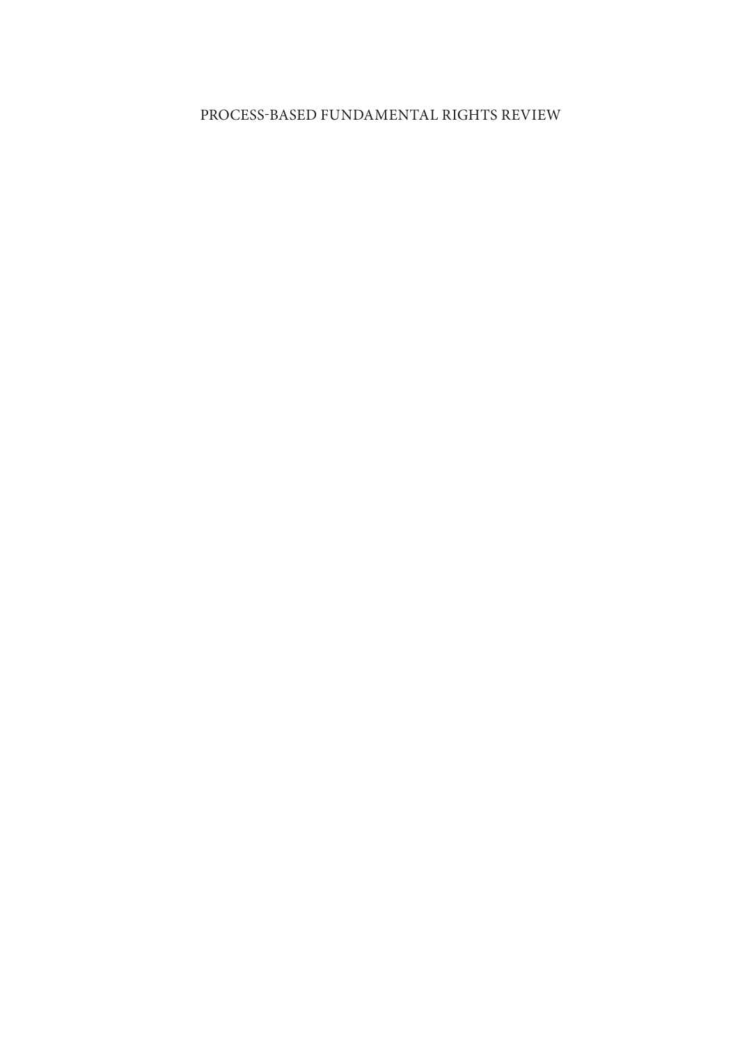# PROCESS-BASED FUNDAMENTAL RIGHTS REVIEW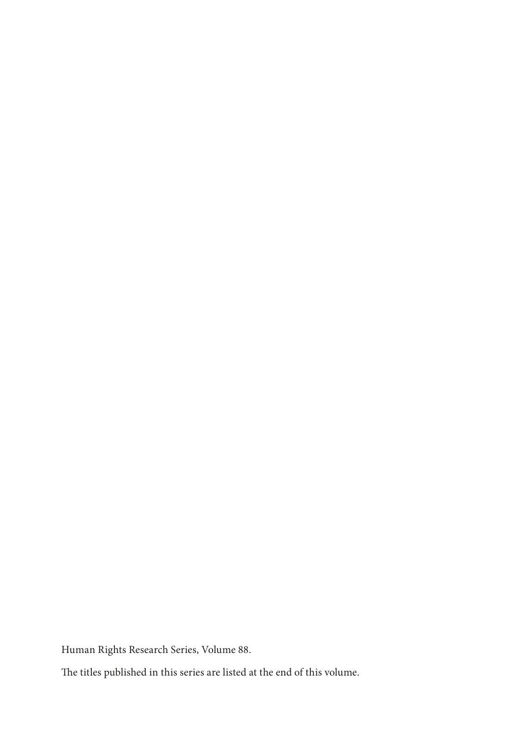Human Rights Research Series, Volume 88.

The titles published in this series are listed at the end of this volume.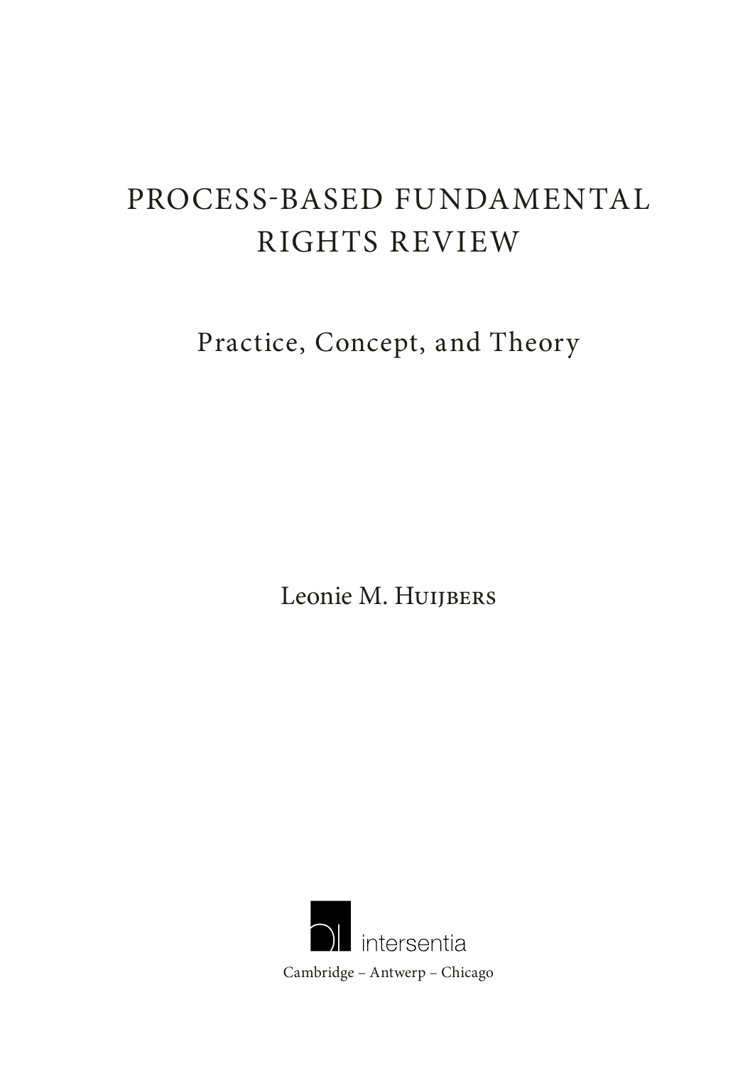# PROCESS-BASED FUNDAMENTAL RIGHTS REVIEW

## Practice, Concept, and Theory

Leonie M. Huijbers

intersentia

Cambridge – Antwerp – Chicago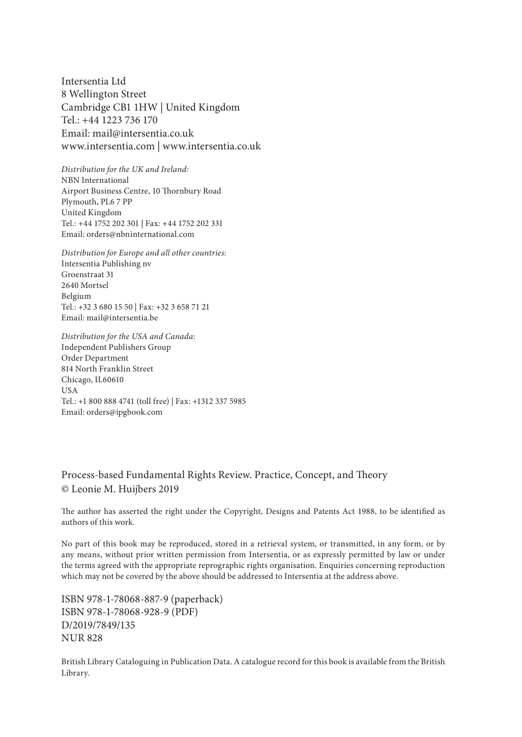Intersentia Ltd
8 Wellington Street
Cambridge CB1 1HW | United Kingdom
Tel.: +44 1223 736 170
Email: mail@intersentia.co.uk
www.intersentia.com | www.intersentia.co.uk

*Distribution for the UK and Ireland:*
NBN International
Airport Business Centre, 10 Thornbury Road
Plymouth, PL6 7 PP
United Kingdom
Tel.: +44 1752 202 301 | Fax: +44 1752 202 331
Email: orders@nbninternational.com

*Distribution for Europe and all other countries:*
Intersentia Publishing nv
Groenstraat 31
2640 Mortsel
Belgium
Tel.: +32 3 680 15 50 | Fax: +32 3 658 71 21
Email: mail@intersentia.be

*Distribution for the USA and Canada:*
Independent Publishers Group
Order Department
814 North Franklin Street
Chicago, IL60610
USA
Tel.: +1 800 888 4741 (toll free) | Fax: +1312 337 5985
Email: orders@ipgbook.com

Process-based Fundamental Rights Review. Practice, Concept, and Theory
© Leonie M. Huijbers 2019

The author has asserted the right under the Copyright, Designs and Patents Act 1988, to be identified as authors of this work.

No part of this book may be reproduced, stored in a retrieval system, or transmitted, in any form, or by any means, without prior written permission from Intersentia, or as expressly permitted by law or under the terms agreed with the appropriate reprographic rights organisation. Enquiries concerning reproduction which may not be covered by the above should be addressed to Intersentia at the address above.

ISBN 978-1-78068-887-9 (paperback)
ISBN 978-1-78068-928-9 (PDF)
D/2019/7849/135
NUR 828

British Library Cataloguing in Publication Data. A catalogue record for this book is available from the British Library.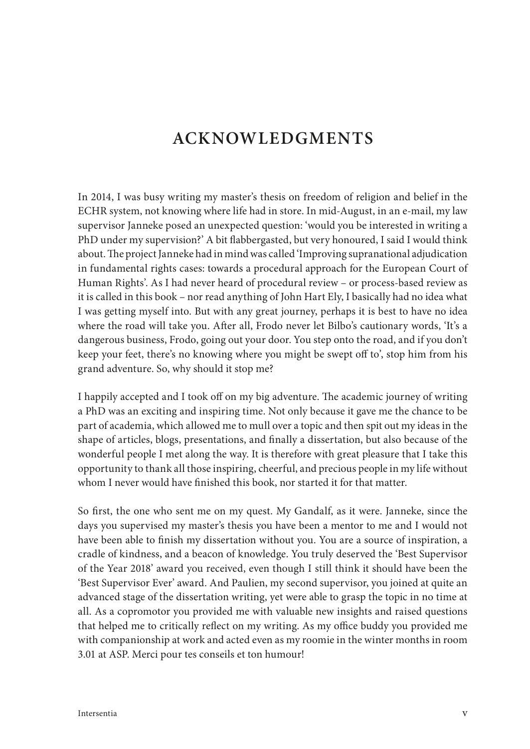# ACKNOWLEDGMENTS

In 2014, I was busy writing my master's thesis on freedom of religion and belief in the ECHR system, not knowing where life had in store. In mid-August, in an e-mail, my law supervisor Janneke posed an unexpected question: 'would you be interested in writing a PhD under my supervision?' A bit flabbergasted, but very honoured, I said I would think about. The project Janneke had in mind was called 'Improving supranational adjudication in fundamental rights cases: towards a procedural approach for the European Court of Human Rights'. As I had never heard of procedural review – or process-based review as it is called in this book – nor read anything of John Hart Ely, I basically had no idea what I was getting myself into. But with any great journey, perhaps it is best to have no idea where the road will take you. After all, Frodo never let Bilbo's cautionary words, 'It's a dangerous business, Frodo, going out your door. You step onto the road, and if you don't keep your feet, there's no knowing where you might be swept off to', stop him from his grand adventure. So, why should it stop me?

I happily accepted and I took off on my big adventure. The academic journey of writing a PhD was an exciting and inspiring time. Not only because it gave me the chance to be part of academia, which allowed me to mull over a topic and then spit out my ideas in the shape of articles, blogs, presentations, and finally a dissertation, but also because of the wonderful people I met along the way. It is therefore with great pleasure that I take this opportunity to thank all those inspiring, cheerful, and precious people in my life without whom I never would have finished this book, nor started it for that matter.

So first, the one who sent me on my quest. My Gandalf, as it were. Janneke, since the days you supervised my master's thesis you have been a mentor to me and I would not have been able to finish my dissertation without you. You are a source of inspiration, a cradle of kindness, and a beacon of knowledge. You truly deserved the 'Best Supervisor of the Year 2018' award you received, even though I still think it should have been the 'Best Supervisor Ever' award. And Paulien, my second supervisor, you joined at quite an advanced stage of the dissertation writing, yet were able to grasp the topic in no time at all. As a copromotor you provided me with valuable new insights and raised questions that helped me to critically reflect on my writing. As my office buddy you provided me with companionship at work and acted even as my roomie in the winter months in room 3.01 at ASP. Merci pour tes conseils et ton humour!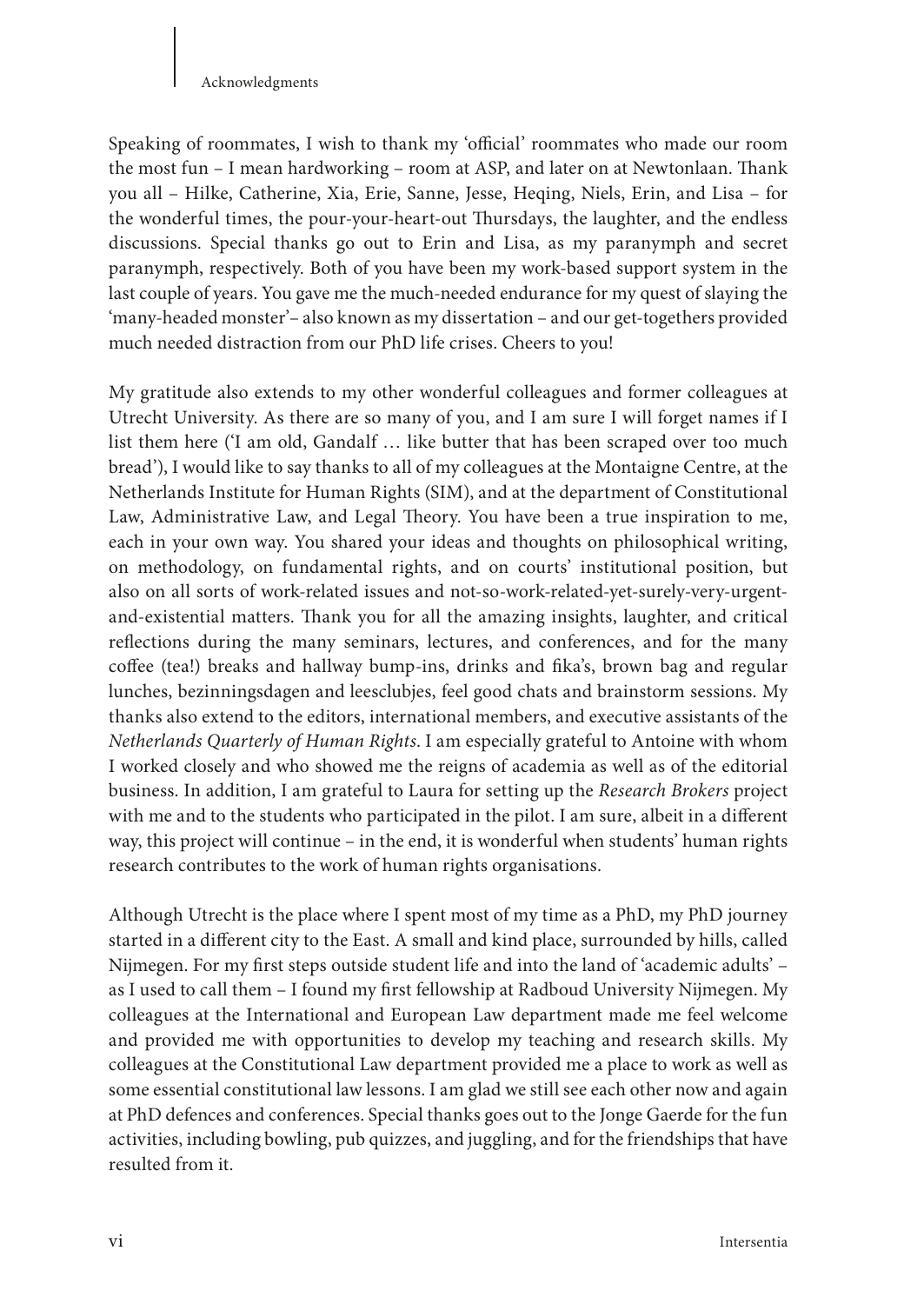Speaking of roommates, I wish to thank my 'official' roommates who made our room the most fun – I mean hardworking – room at ASP, and later on at Newtonlaan. Thank you all – Hilke, Catherine, Xia, Erie, Sanne, Jesse, Heqing, Niels, Erin, and Lisa – for the wonderful times, the pour-your-heart-out Thursdays, the laughter, and the endless discussions. Special thanks go out to Erin and Lisa, as my paranymph and secret paranymph, respectively. Both of you have been my work-based support system in the last couple of years. You gave me the much-needed endurance for my quest of slaying the 'many-headed monster'– also known as my dissertation – and our get-togethers provided much needed distraction from our PhD life crises. Cheers to you!

My gratitude also extends to my other wonderful colleagues and former colleagues at Utrecht University. As there are so many of you, and I am sure I will forget names if I list them here ('I am old, Gandalf … like butter that has been scraped over too much bread'), I would like to say thanks to all of my colleagues at the Montaigne Centre, at the Netherlands Institute for Human Rights (SIM), and at the department of Constitutional Law, Administrative Law, and Legal Theory. You have been a true inspiration to me, each in your own way. You shared your ideas and thoughts on philosophical writing, on methodology, on fundamental rights, and on courts' institutional position, but also on all sorts of work-related issues and not-so-work-related-yet-surely-very-urgent-and-existential matters. Thank you for all the amazing insights, laughter, and critical reflections during the many seminars, lectures, and conferences, and for the many coffee (tea!) breaks and hallway bump-ins, drinks and fika's, brown bag and regular lunches, bezinningsdagen and leesclubjes, feel good chats and brainstorm sessions. My thanks also extend to the editors, international members, and executive assistants of the *Netherlands Quarterly of Human Rights*. I am especially grateful to Antoine with whom I worked closely and who showed me the reigns of academia as well as of the editorial business. In addition, I am grateful to Laura for setting up the *Research Brokers* project with me and to the students who participated in the pilot. I am sure, albeit in a different way, this project will continue – in the end, it is wonderful when students' human rights research contributes to the work of human rights organisations.

Although Utrecht is the place where I spent most of my time as a PhD, my PhD journey started in a different city to the East. A small and kind place, surrounded by hills, called Nijmegen. For my first steps outside student life and into the land of 'academic adults' – as I used to call them – I found my first fellowship at Radboud University Nijmegen. My colleagues at the International and European Law department made me feel welcome and provided me with opportunities to develop my teaching and research skills. My colleagues at the Constitutional Law department provided me a place to work as well as some essential constitutional law lessons. I am glad we still see each other now and again at PhD defences and conferences. Special thanks goes out to the Jonge Gaerde for the fun activities, including bowling, pub quizzes, and juggling, and for the friendships that have resulted from it.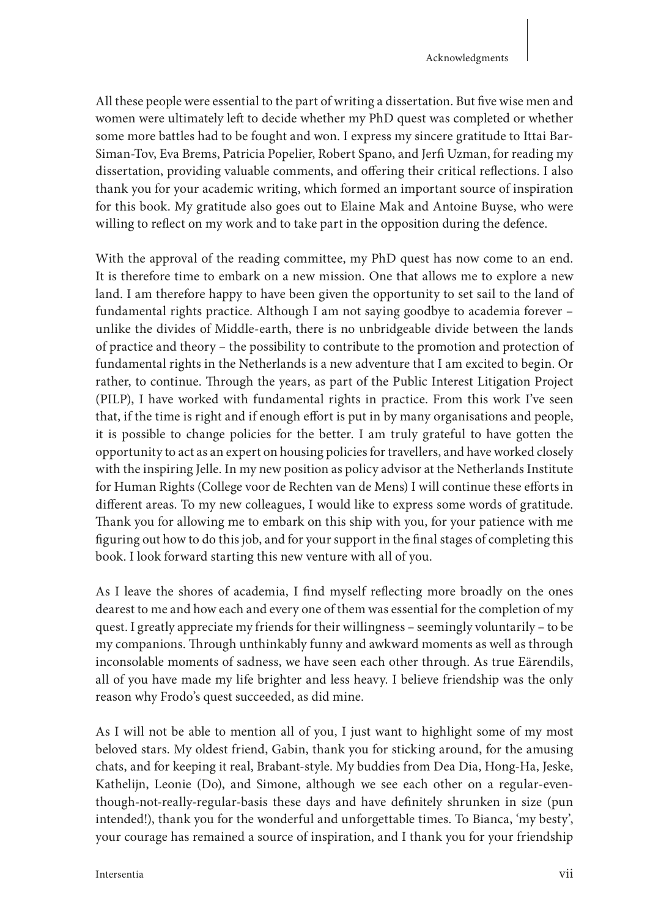All these people were essential to the part of writing a dissertation. But five wise men and women were ultimately left to decide whether my PhD quest was completed or whether some more battles had to be fought and won. I express my sincere gratitude to Ittai Bar-Siman-Tov, Eva Brems, Patricia Popelier, Robert Spano, and Jerfi Uzman, for reading my dissertation, providing valuable comments, and offering their critical reflections. I also thank you for your academic writing, which formed an important source of inspiration for this book. My gratitude also goes out to Elaine Mak and Antoine Buyse, who were willing to reflect on my work and to take part in the opposition during the defence.

With the approval of the reading committee, my PhD quest has now come to an end. It is therefore time to embark on a new mission. One that allows me to explore a new land. I am therefore happy to have been given the opportunity to set sail to the land of fundamental rights practice. Although I am not saying goodbye to academia forever – unlike the divides of Middle-earth, there is no unbridgeable divide between the lands of practice and theory – the possibility to contribute to the promotion and protection of fundamental rights in the Netherlands is a new adventure that I am excited to begin. Or rather, to continue. Through the years, as part of the Public Interest Litigation Project (PILP), I have worked with fundamental rights in practice. From this work I've seen that, if the time is right and if enough effort is put in by many organisations and people, it is possible to change policies for the better. I am truly grateful to have gotten the opportunity to act as an expert on housing policies for travellers, and have worked closely with the inspiring Jelle. In my new position as policy advisor at the Netherlands Institute for Human Rights (College voor de Rechten van de Mens) I will continue these efforts in different areas. To my new colleagues, I would like to express some words of gratitude. Thank you for allowing me to embark on this ship with you, for your patience with me figuring out how to do this job, and for your support in the final stages of completing this book. I look forward starting this new venture with all of you.

As I leave the shores of academia, I find myself reflecting more broadly on the ones dearest to me and how each and every one of them was essential for the completion of my quest. I greatly appreciate my friends for their willingness – seemingly voluntarily – to be my companions. Through unthinkably funny and awkward moments as well as through inconsolable moments of sadness, we have seen each other through. As true Eärendils, all of you have made my life brighter and less heavy. I believe friendship was the only reason why Frodo's quest succeeded, as did mine.

As I will not be able to mention all of you, I just want to highlight some of my most beloved stars. My oldest friend, Gabin, thank you for sticking around, for the amusing chats, and for keeping it real, Brabant-style. My buddies from Dea Dia, Hong-Ha, Jeske, Kathelijn, Leonie (Do), and Simone, although we see each other on a regular-even-though-not-really-regular-basis these days and have definitely shrunken in size (pun intended!), thank you for the wonderful and unforgettable times. To Bianca, 'my besty', your courage has remained a source of inspiration, and I thank you for your friendship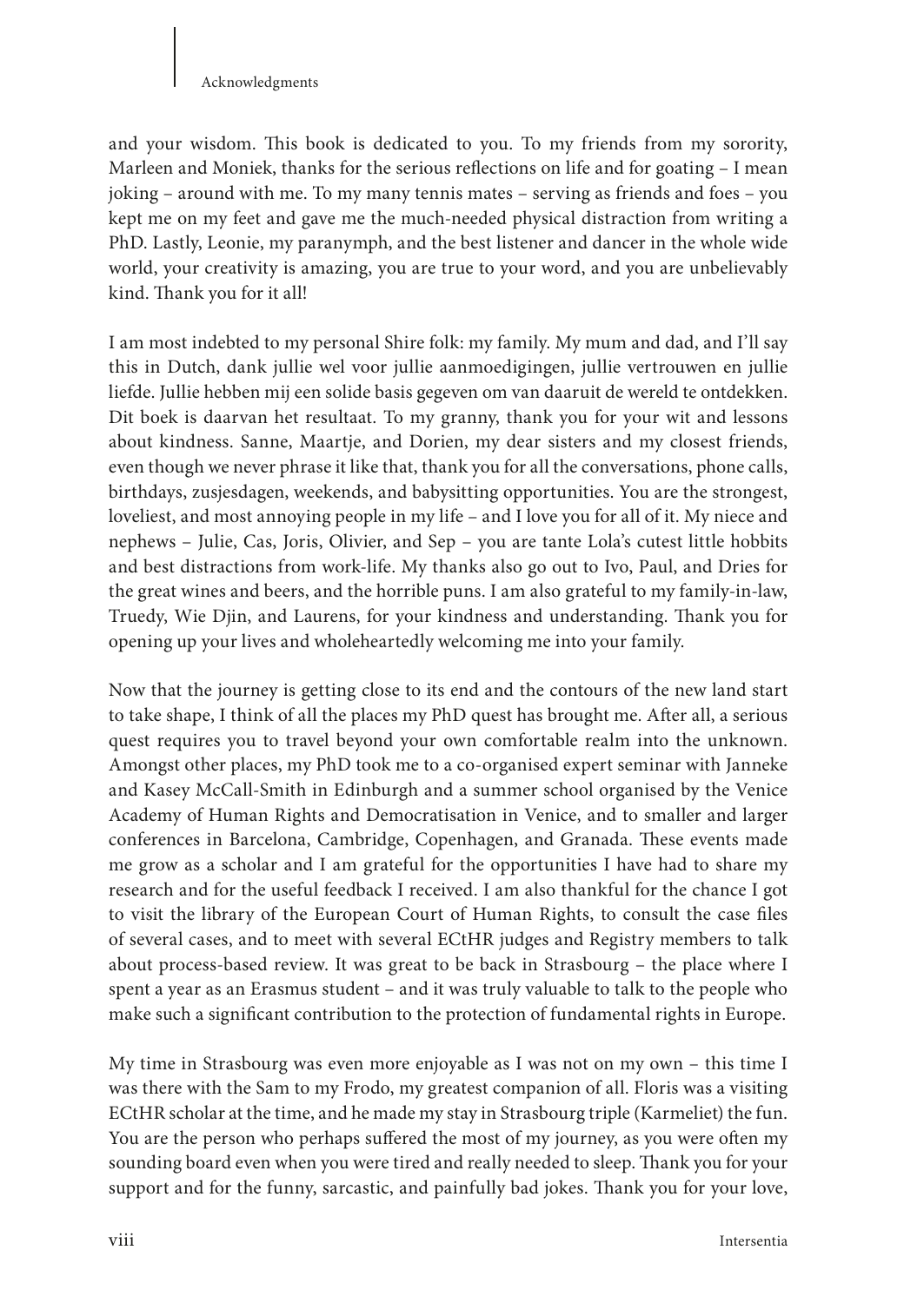and your wisdom. This book is dedicated to you. To my friends from my sorority, Marleen and Moniek, thanks for the serious reflections on life and for goating – I mean joking – around with me. To my many tennis mates – serving as friends and foes – you kept me on my feet and gave me the much-needed physical distraction from writing a PhD. Lastly, Leonie, my paranymph, and the best listener and dancer in the whole wide world, your creativity is amazing, you are true to your word, and you are unbelievably kind. Thank you for it all!

I am most indebted to my personal Shire folk: my family. My mum and dad, and I'll say this in Dutch, dank jullie wel voor jullie aanmoedigingen, jullie vertrouwen en jullie liefde. Jullie hebben mij een solide basis gegeven om van daaruit de wereld te ontdekken. Dit boek is daarvan het resultaat. To my granny, thank you for your wit and lessons about kindness. Sanne, Maartje, and Dorien, my dear sisters and my closest friends, even though we never phrase it like that, thank you for all the conversations, phone calls, birthdays, zusjesdagen, weekends, and babysitting opportunities. You are the strongest, loveliest, and most annoying people in my life – and I love you for all of it. My niece and nephews – Julie, Cas, Joris, Olivier, and Sep – you are tante Lola's cutest little hobbits and best distractions from work-life. My thanks also go out to Ivo, Paul, and Dries for the great wines and beers, and the horrible puns. I am also grateful to my family-in-law, Truedy, Wie Djin, and Laurens, for your kindness and understanding. Thank you for opening up your lives and wholeheartedly welcoming me into your family.

Now that the journey is getting close to its end and the contours of the new land start to take shape, I think of all the places my PhD quest has brought me. After all, a serious quest requires you to travel beyond your own comfortable realm into the unknown. Amongst other places, my PhD took me to a co-organised expert seminar with Janneke and Kasey McCall-Smith in Edinburgh and a summer school organised by the Venice Academy of Human Rights and Democratisation in Venice, and to smaller and larger conferences in Barcelona, Cambridge, Copenhagen, and Granada. These events made me grow as a scholar and I am grateful for the opportunities I have had to share my research and for the useful feedback I received. I am also thankful for the chance I got to visit the library of the European Court of Human Rights, to consult the case files of several cases, and to meet with several ECtHR judges and Registry members to talk about process-based review. It was great to be back in Strasbourg – the place where I spent a year as an Erasmus student – and it was truly valuable to talk to the people who make such a significant contribution to the protection of fundamental rights in Europe.

My time in Strasbourg was even more enjoyable as I was not on my own – this time I was there with the Sam to my Frodo, my greatest companion of all. Floris was a visiting ECtHR scholar at the time, and he made my stay in Strasbourg triple (Karmeliet) the fun. You are the person who perhaps suffered the most of my journey, as you were often my sounding board even when you were tired and really needed to sleep. Thank you for your support and for the funny, sarcastic, and painfully bad jokes. Thank you for your love,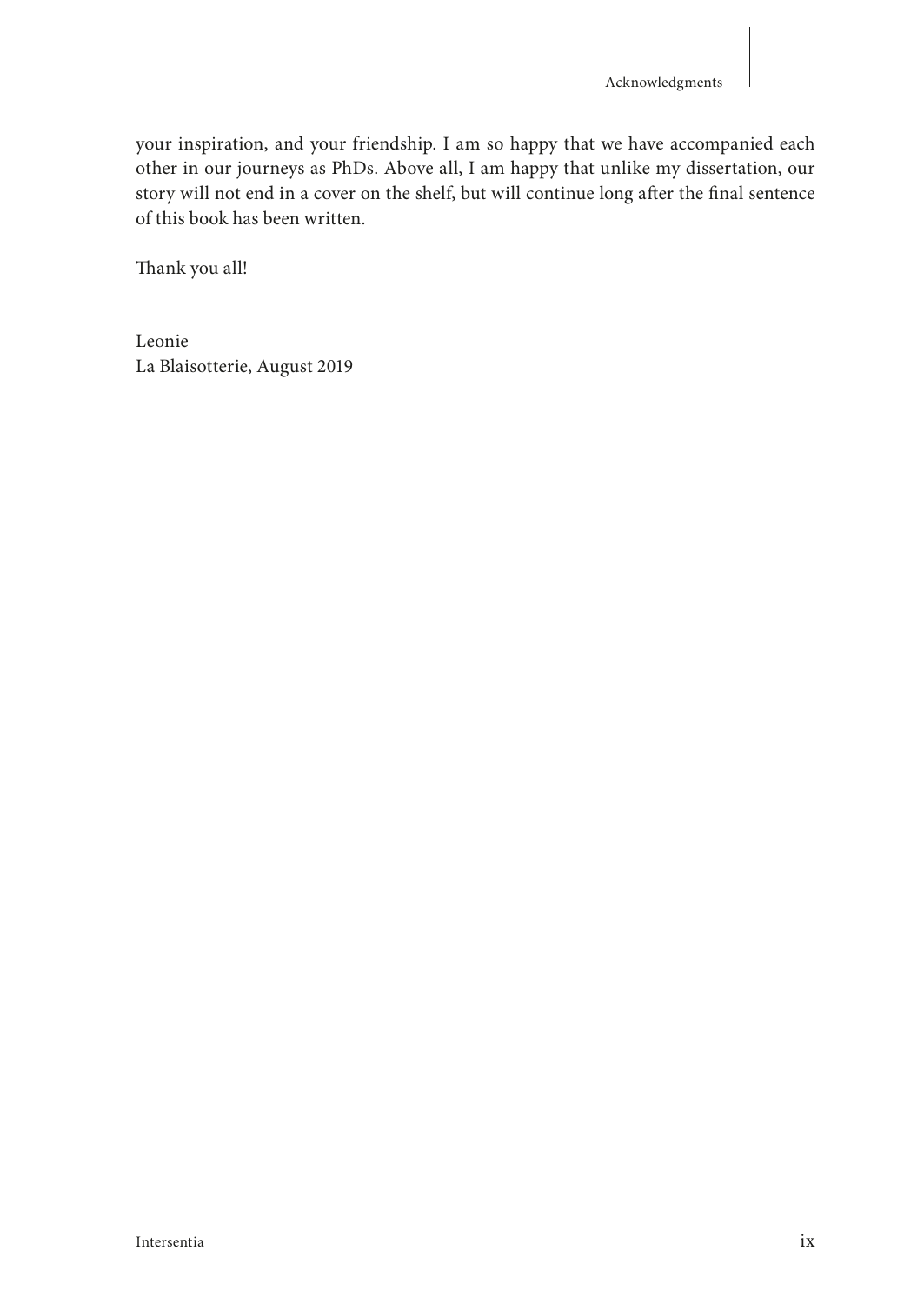your inspiration, and your friendship. I am so happy that we have accompanied each other in our journeys as PhDs. Above all, I am happy that unlike my dissertation, our story will not end in a cover on the shelf, but will continue long after the final sentence of this book has been written.

Thank you all!

Leonie
La Blaisotterie, August 2019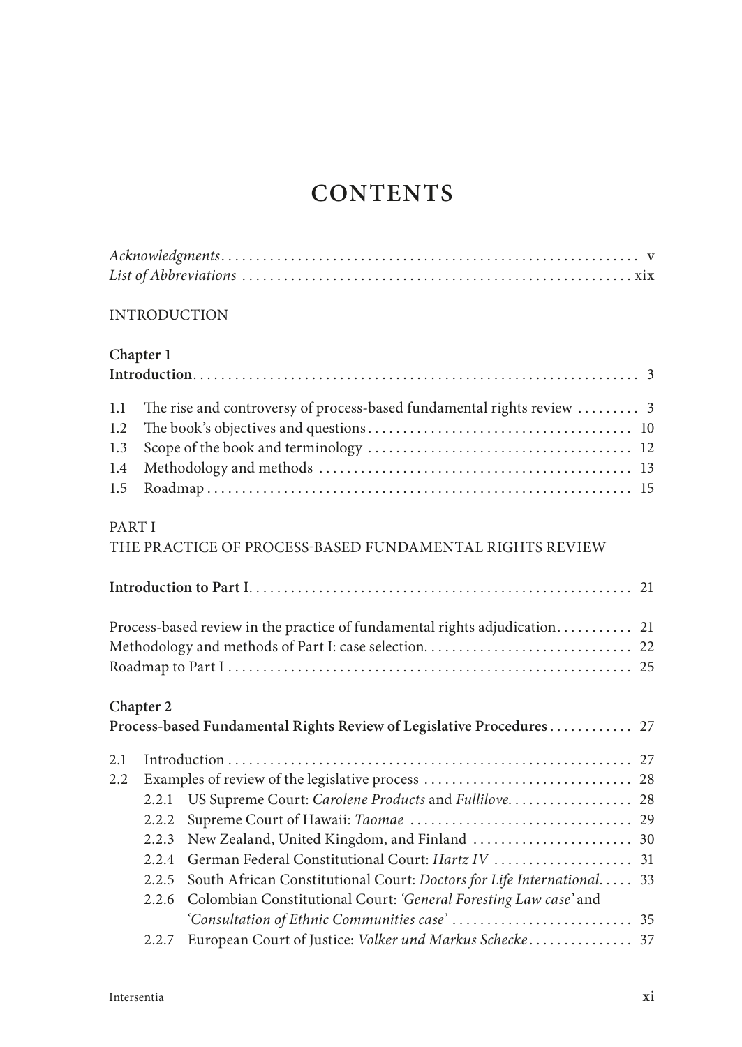# CONTENTS

*Acknowledgments* . . . . . . . . . . . . . . . . . . . . . . . . . . . . . . . . . . . . . . . . . . . . . . . . . . . . . . . . . . . . v
*List of Abbreviations* . . . . . . . . . . . . . . . . . . . . . . . . . . . . . . . . . . . . . . . . . . . . . . . . . . . . . . . xix

INTRODUCTION

**Chapter 1**
**Introduction** . . . . . . . . . . . . . . . . . . . . . . . . . . . . . . . . . . . . . . . . . . . . . . . . . . . . . . . . . . . . . . 3

1.1 The rise and controversy of process-based fundamental rights review . . . . . . . . . 3
1.2 The book's objectives and questions . . . . . . . . . . . . . . . . . . . . . . . . . . . . . . . . . . . . . . 10
1.3 Scope of the book and terminology . . . . . . . . . . . . . . . . . . . . . . . . . . . . . . . . . . . . . . 12
1.4 Methodology and methods . . . . . . . . . . . . . . . . . . . . . . . . . . . . . . . . . . . . . . . . . . . . 13
1.5 Roadmap . . . . . . . . . . . . . . . . . . . . . . . . . . . . . . . . . . . . . . . . . . . . . . . . . . . . . . . . . . . . 15

PART I
THE PRACTICE OF PROCESS-BASED FUNDAMENTAL RIGHTS REVIEW

**Introduction to Part I** . . . . . . . . . . . . . . . . . . . . . . . . . . . . . . . . . . . . . . . . . . . . . . . . . . . . . 21

Process-based review in the practice of fundamental rights adjudication . . . . . . . . . . . 21
Methodology and methods of Part I: case selection . . . . . . . . . . . . . . . . . . . . . . . . . . . . . 22
Roadmap to Part I . . . . . . . . . . . . . . . . . . . . . . . . . . . . . . . . . . . . . . . . . . . . . . . . . . . . . . . . 25

**Chapter 2**
**Process-based Fundamental Rights Review of Legislative Procedures** . . . . . . . . . . . . 27

2.1 Introduction . . . . . . . . . . . . . . . . . . . . . . . . . . . . . . . . . . . . . . . . . . . . . . . . . . . . . . . . . . 27
2.2 Examples of review of the legislative process . . . . . . . . . . . . . . . . . . . . . . . . . . . . . . 28
  2.2.1 US Supreme Court: *Carolene Products* and *Fullilove* . . . . . . . . . . . . . . . . . . 28
  2.2.2 Supreme Court of Hawaii: *Taomae* . . . . . . . . . . . . . . . . . . . . . . . . . . . . . . . . 29
  2.2.3 New Zealand, United Kingdom, and Finland . . . . . . . . . . . . . . . . . . . . . . . 30
  2.2.4 German Federal Constitutional Court: *Hartz IV* . . . . . . . . . . . . . . . . . . . . 31
  2.2.5 South African Constitutional Court: *Doctors for Life International* . . . . . 33
  2.2.6 Colombian Constitutional Court: *'General Foresting Law case'* and *'Consultation of Ethnic Communities case'* . . . . . . . . . . . . . . . . . . . . . . . . . . 35
  2.2.7 European Court of Justice: *Volker und Markus Schecke* . . . . . . . . . . . . . . . 37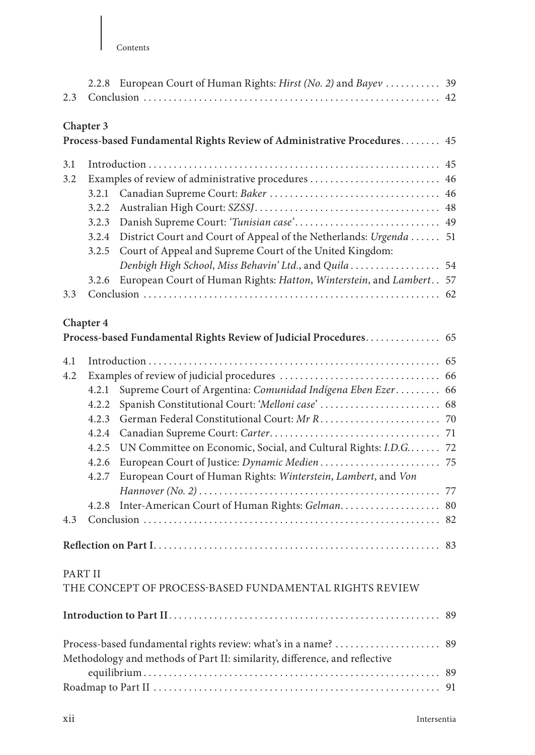2.2.8 European Court of Human Rights: *Hirst (No. 2)* and *Bayev* . . . . . . . . . . . 39

2.3 Conclusion . . . . . . . . . . . . . . . . . . . . . . . . . . . . . . . . . . . . . . . . . . . . . . . . . . . . . . . . . . . 42

**Chapter 3**
**Process-based Fundamental Rights Review of Administrative Procedures** . . . . . . . . 45

3.1 Introduction . . . . . . . . . . . . . . . . . . . . . . . . . . . . . . . . . . . . . . . . . . . . . . . . . . . . . . . . . . 45

3.2 Examples of review of administrative procedures . . . . . . . . . . . . . . . . . . . . . . . . . . 46

3.2.1 Canadian Supreme Court: *Baker* . . . . . . . . . . . . . . . . . . . . . . . . . . . . . . . . . . 46

3.2.2 Australian High Court: *SZSSJ* . . . . . . . . . . . . . . . . . . . . . . . . . . . . . . . . . . . . . 48

3.2.3 Danish Supreme Court: *'Tunisian case'* . . . . . . . . . . . . . . . . . . . . . . . . . . . . . 49

3.2.4 District Court and Court of Appeal of the Netherlands: *Urgenda* . . . . . . 51

3.2.5 Court of Appeal and Supreme Court of the United Kingdom: *Denbigh High School*, *Miss Behavin' Ltd.*, and *Quila* . . . . . . . . . . . . . . . . . . 54

3.2.6 European Court of Human Rights: *Hatton*, *Winterstein*, and *Lambert* . . 57

3.3 Conclusion . . . . . . . . . . . . . . . . . . . . . . . . . . . . . . . . . . . . . . . . . . . . . . . . . . . . . . . . . . . 62

**Chapter 4**
**Process-based Fundamental Rights Review of Judicial Procedures** . . . . . . . . . . . . . . . 65

4.1 Introduction . . . . . . . . . . . . . . . . . . . . . . . . . . . . . . . . . . . . . . . . . . . . . . . . . . . . . . . . . . 65

4.2 Examples of review of judicial procedures . . . . . . . . . . . . . . . . . . . . . . . . . . . . . . . . 66

4.2.1 Supreme Court of Argentina: *Comunidad Indígena Eben Ezer* . . . . . . . . . 66

4.2.2 Spanish Constitutional Court: *'Melloni case'* . . . . . . . . . . . . . . . . . . . . . . . . 68

4.2.3 German Federal Constitutional Court: *Mr R* . . . . . . . . . . . . . . . . . . . . . . . . 70

4.2.4 Canadian Supreme Court: *Carter* . . . . . . . . . . . . . . . . . . . . . . . . . . . . . . . . . . 71

4.2.5 UN Committee on Economic, Social, and Cultural Rights: *I.D.G.* . . . . . . . 72

4.2.6 European Court of Justice: *Dynamic Medien* . . . . . . . . . . . . . . . . . . . . . . . . 75

4.2.7 European Court of Human Rights: *Winterstein*, *Lambert*, and *Von Hannover (No. 2)* . . . . . . . . . . . . . . . . . . . . . . . . . . . . . . . . . . . . . . . . . . . . . . . . 77

4.2.8 Inter-American Court of Human Rights: *Gelman* . . . . . . . . . . . . . . . . . . . . 80

4.3 Conclusion . . . . . . . . . . . . . . . . . . . . . . . . . . . . . . . . . . . . . . . . . . . . . . . . . . . . . . . . . . . 82

**Reflection on Part I** . . . . . . . . . . . . . . . . . . . . . . . . . . . . . . . . . . . . . . . . . . . . . . . . . . . . . . . 83

PART II
THE CONCEPT OF PROCESS-BASED FUNDAMENTAL RIGHTS REVIEW

**Introduction to Part II** . . . . . . . . . . . . . . . . . . . . . . . . . . . . . . . . . . . . . . . . . . . . . . . . . . . . 89

Process-based fundamental rights review: what's in a name? . . . . . . . . . . . . . . . . . . . . . 89

Methodology and methods of Part II: similarity, difference, and reflective equilibrium . . . . . . . . . . . . . . . . . . . . . . . . . . . . . . . . . . . . . . . . . . . . . . . . . . . . . . . . . . . 89

Roadmap to Part II . . . . . . . . . . . . . . . . . . . . . . . . . . . . . . . . . . . . . . . . . . . . . . . . . . . . . . . . . 91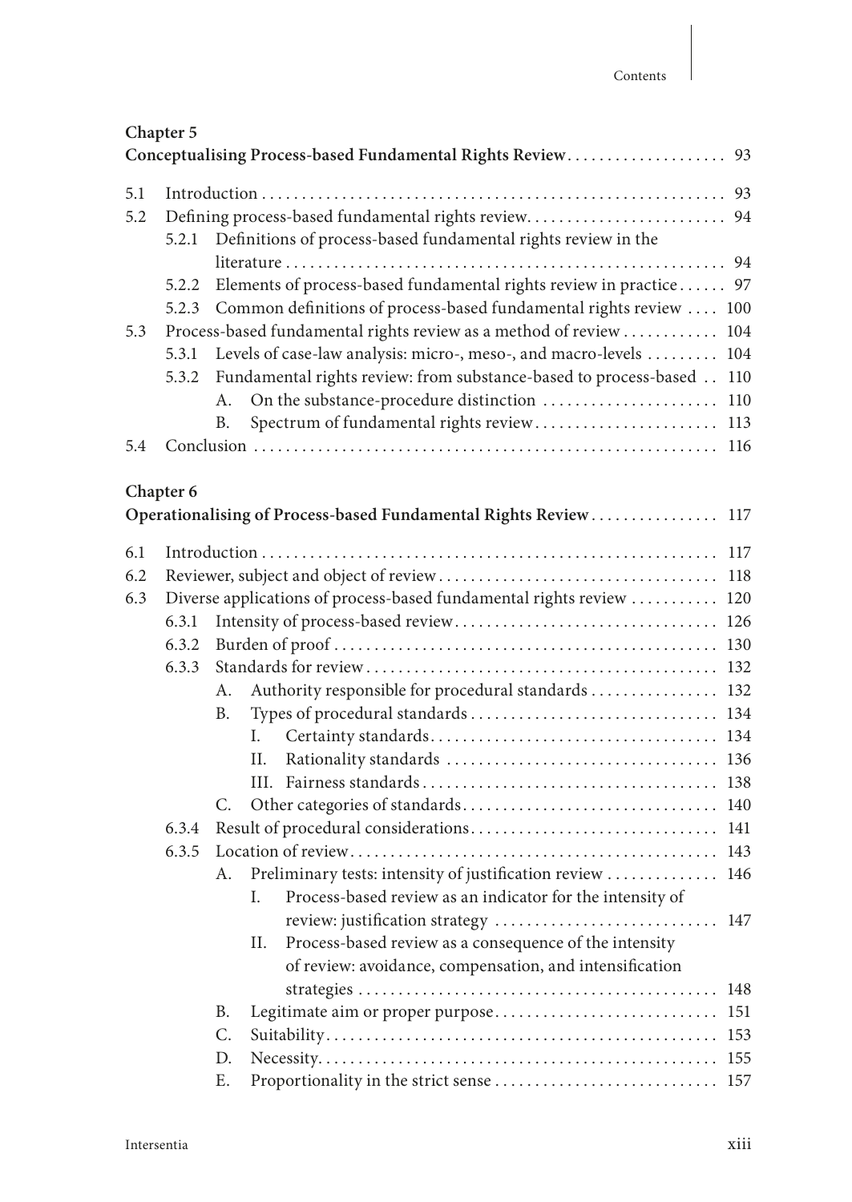**Chapter 5**
**Conceptualising Process-based Fundamental Rights Review** . . . . . . . . . . . . . . . . . . . . 93

- 5.1 Introduction . . . . . . . . . . . . . . . . . . . . . . . . . . . . . . . . . . . . . . . . . . . . . . . . . . . . . . . . . . 93
- 5.2 Defining process-based fundamental rights review . . . . . . . . . . . . . . . . . . . . . . . . . 94
  - 5.2.1 Definitions of process-based fundamental rights review in the literature . . . . . . . . . . . . . . . . . . . . . . . . . . . . . . . . . . . . . . . . . . . . . . . . . . . . . . . 94
  - 5.2.2 Elements of process-based fundamental rights review in practice . . . . . . 97
  - 5.2.3 Common definitions of process-based fundamental rights review . . . . 100
- 5.3 Process-based fundamental rights review as a method of review . . . . . . . . . . . 104
  - 5.3.1 Levels of case-law analysis: micro-, meso-, and macro-levels . . . . . . . . . 104
  - 5.3.2 Fundamental rights review: from substance-based to process-based . . 110
    - A. On the substance-procedure distinction . . . . . . . . . . . . . . . . . . . . . . 110
    - B. Spectrum of fundamental rights review . . . . . . . . . . . . . . . . . . . . . . . 113
- 5.4 Conclusion . . . . . . . . . . . . . . . . . . . . . . . . . . . . . . . . . . . . . . . . . . . . . . . . . . . . . . . . . . 116

**Chapter 6**
**Operationalising of Process-based Fundamental Rights Review** . . . . . . . . . . . . . . . . 117

- 6.1 Introduction . . . . . . . . . . . . . . . . . . . . . . . . . . . . . . . . . . . . . . . . . . . . . . . . . . . . . . . . . 117
- 6.2 Reviewer, subject and object of review . . . . . . . . . . . . . . . . . . . . . . . . . . . . . . . . . . 118
- 6.3 Diverse applications of process-based fundamental rights review . . . . . . . . . . . 120
  - 6.3.1 Intensity of process-based review . . . . . . . . . . . . . . . . . . . . . . . . . . . . . . . . . 126
  - 6.3.2 Burden of proof . . . . . . . . . . . . . . . . . . . . . . . . . . . . . . . . . . . . . . . . . . . . . . . 130
  - 6.3.3 Standards for review . . . . . . . . . . . . . . . . . . . . . . . . . . . . . . . . . . . . . . . . . . . 132
    - A. Authority responsible for procedural standards . . . . . . . . . . . . . . . . 132
    - B. Types of procedural standards . . . . . . . . . . . . . . . . . . . . . . . . . . . . . . 134
      - I. Certainty standards . . . . . . . . . . . . . . . . . . . . . . . . . . . . . . . . . . . . 134
      - II. Rationality standards . . . . . . . . . . . . . . . . . . . . . . . . . . . . . . . . . . 136
      - III. Fairness standards . . . . . . . . . . . . . . . . . . . . . . . . . . . . . . . . . . . . . 138
    - C. Other categories of standards . . . . . . . . . . . . . . . . . . . . . . . . . . . . . . . . 140
  - 6.3.4 Result of procedural considerations . . . . . . . . . . . . . . . . . . . . . . . . . . . . . . . 141
  - 6.3.5 Location of review . . . . . . . . . . . . . . . . . . . . . . . . . . . . . . . . . . . . . . . . . . . . . 143
    - A. Preliminary tests: intensity of justification review . . . . . . . . . . . . . 146
      - I. Process-based review as an indicator for the intensity of review: justification strategy . . . . . . . . . . . . . . . . . . . . . . . . . . . 147
      - II. Process-based review as a consequence of the intensity of review: avoidance, compensation, and intensification strategies . . . . . . . . . . . . . . . . . . . . . . . . . . . . . . . . . . . . . . . . . . . . 148
    - B. Legitimate aim or proper purpose . . . . . . . . . . . . . . . . . . . . . . . . . . . 151
    - C. Suitability . . . . . . . . . . . . . . . . . . . . . . . . . . . . . . . . . . . . . . . . . . . . . . . . 153
    - D. Necessity . . . . . . . . . . . . . . . . . . . . . . . . . . . . . . . . . . . . . . . . . . . . . . . . . 155
    - E. Proportionality in the strict sense . . . . . . . . . . . . . . . . . . . . . . . . . . . 157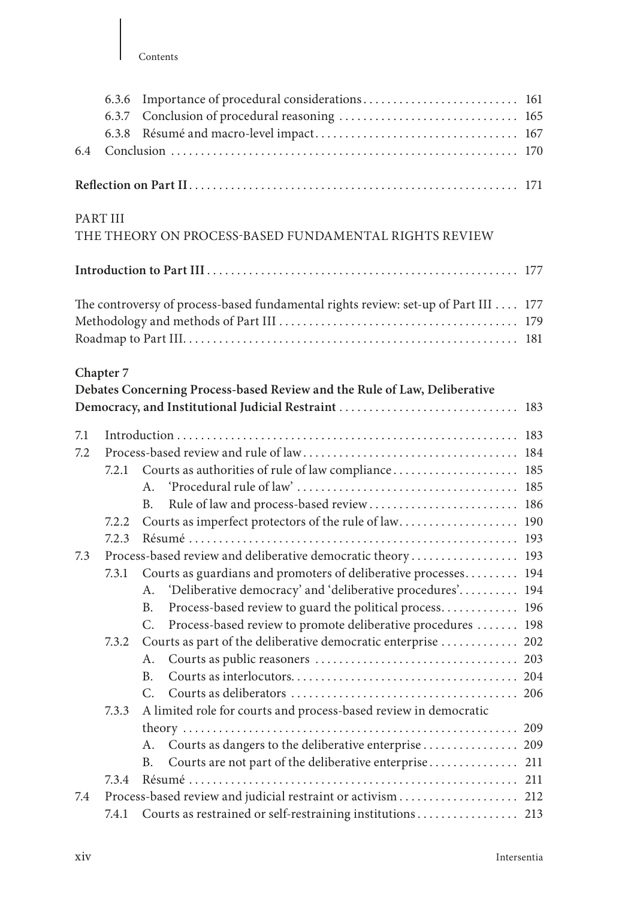6.3.6 Importance of procedural considerations .......................... 161
6.3.7 Conclusion of procedural reasoning .......................... 165
6.3.8 Résumé and macro-level impact .......................... 167
6.4 Conclusion .......................... 170

**Reflection on Part II** .......................... 171

PART III
THE THEORY ON PROCESS-BASED FUNDAMENTAL RIGHTS REVIEW

**Introduction to Part III** .......................... 177

The controversy of process-based fundamental rights review: set-up of Part III .... 177
Methodology and methods of Part III .......................... 179
Roadmap to Part III .......................... 181

**Chapter 7**
**Debates Concerning Process-based Review and the Rule of Law, Deliberative Democracy, and Institutional Judicial Restraint** .......................... 183

7.1 Introduction .......................... 183
7.2 Process-based review and rule of law .......................... 184
7.2.1 Courts as authorities of rule of law compliance .......................... 185
A. 'Procedural rule of law' .......................... 185
B. Rule of law and process-based review .......................... 186
7.2.2 Courts as imperfect protectors of the rule of law .......................... 190
7.2.3 Résumé .......................... 193
7.3 Process-based review and deliberative democratic theory .......................... 193
7.3.1 Courts as guardians and promoters of deliberative processes .......................... 194
A. 'Deliberative democracy' and 'deliberative procedures' .......................... 194
B. Process-based review to guard the political process .......................... 196
C. Process-based review to promote deliberative procedures .......................... 198
7.3.2 Courts as part of the deliberative democratic enterprise .......................... 202
A. Courts as public reasoners .......................... 203
B. Courts as interlocutors .......................... 204
C. Courts as deliberators .......................... 206
7.3.3 A limited role for courts and process-based review in democratic theory .......................... 209
A. Courts as dangers to the deliberative enterprise .......................... 209
B. Courts are not part of the deliberative enterprise .......................... 211
7.3.4 Résumé .......................... 211
7.4 Process-based review and judicial restraint or activism .......................... 212
7.4.1 Courts as restrained or self-restraining institutions .......................... 213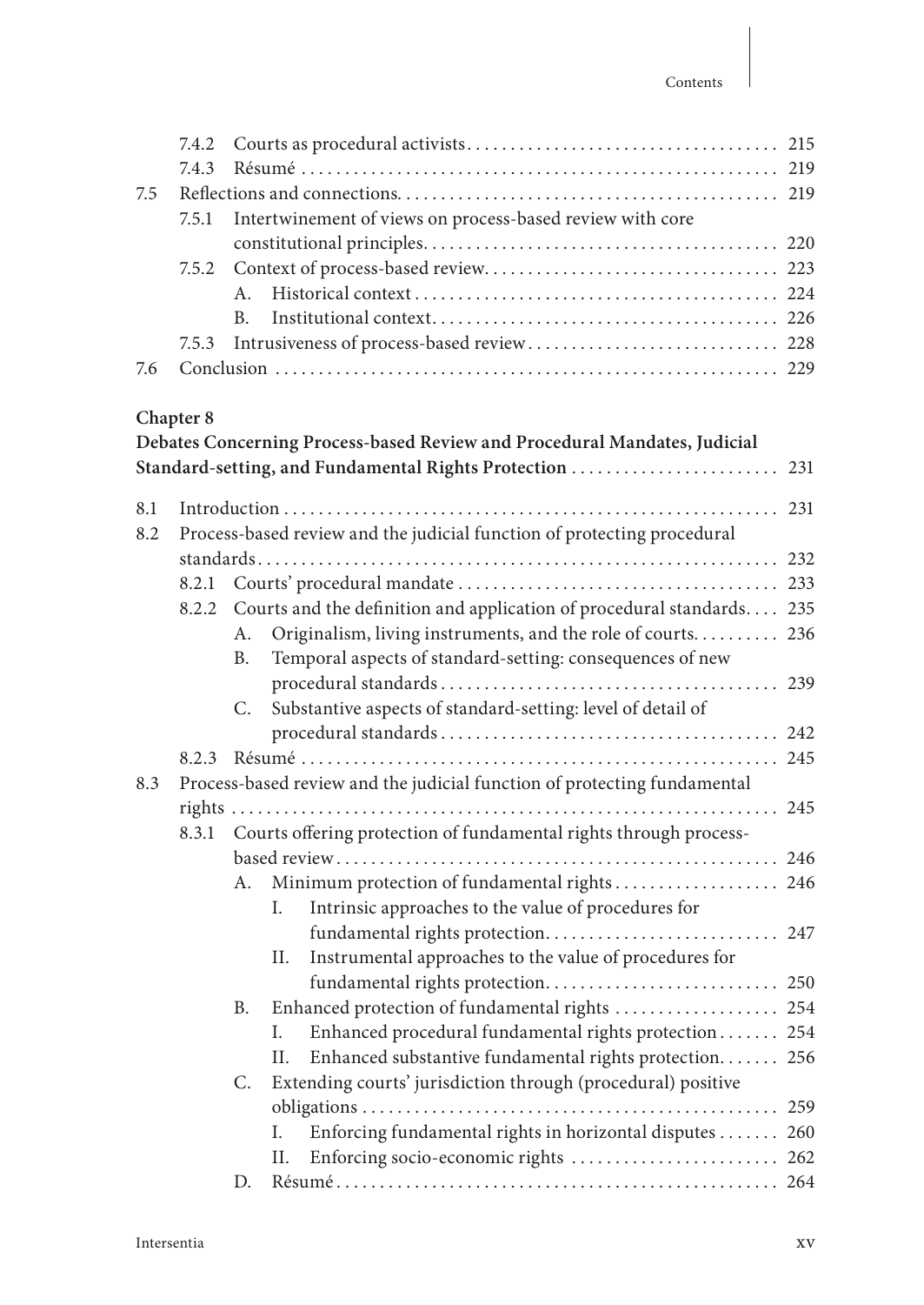7.4.2 Courts as procedural activists .... 215
7.4.3 Résumé .... 219

7.5 Reflections and connections .... 219
7.5.1 Intertwinement of views on process-based review with core constitutional principles .... 220
7.5.2 Context of process-based review .... 223
A. Historical context .... 224
B. Institutional context .... 226
7.5.3 Intrusiveness of process-based review .... 228

7.6 Conclusion .... 229

**Chapter 8**
**Debates Concerning Process-based Review and Procedural Mandates, Judicial Standard-setting, and Fundamental Rights Protection** .... 231

8.1 Introduction .... 231

8.2 Process-based review and the judicial function of protecting procedural standards .... 232
8.2.1 Courts' procedural mandate .... 233
8.2.2 Courts and the definition and application of procedural standards .... 235
A. Originalism, living instruments, and the role of courts .... 236
B. Temporal aspects of standard-setting: consequences of new procedural standards .... 239
C. Substantive aspects of standard-setting: level of detail of procedural standards .... 242
8.2.3 Résumé .... 245

8.3 Process-based review and the judicial function of protecting fundamental rights .... 245
8.3.1 Courts offering protection of fundamental rights through process-based review .... 246
A. Minimum protection of fundamental rights .... 246
I. Intrinsic approaches to the value of procedures for fundamental rights protection .... 247
II. Instrumental approaches to the value of procedures for fundamental rights protection .... 250
B. Enhanced protection of fundamental rights .... 254
I. Enhanced procedural fundamental rights protection .... 254
II. Enhanced substantive fundamental rights protection .... 256
C. Extending courts' jurisdiction through (procedural) positive obligations .... 259
I. Enforcing fundamental rights in horizontal disputes .... 260
II. Enforcing socio-economic rights .... 262
D. Résumé .... 264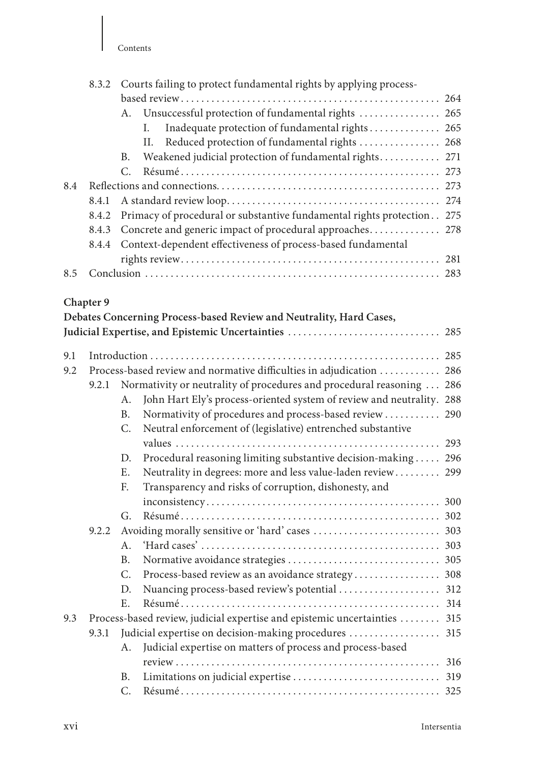- 8.3.2 Courts failing to protect fundamental rights by applying process-based review . . . 264
  - A. Unsuccessful protection of fundamental rights . . . 265
    - I. Inadequate protection of fundamental rights . . . 265
    - II. Reduced protection of fundamental rights . . . 268
  - B. Weakened judicial protection of fundamental rights . . . 271
  - C. Résumé . . . 273
- 8.4 Reflections and connections . . . 273
  - 8.4.1 A standard review loop . . . 274
  - 8.4.2 Primacy of procedural or substantive fundamental rights protection . . 275
  - 8.4.3 Concrete and generic impact of procedural approaches . . . 278
  - 8.4.4 Context-dependent effectiveness of process-based fundamental rights review . . . 281
- 8.5 Conclusion . . . 283

**Chapter 9**
**Debates Concerning Process-based Review and Neutrality, Hard Cases, Judicial Expertise, and Epistemic Uncertainties . . . 285**

- 9.1 Introduction . . . 285
- 9.2 Process-based review and normative difficulties in adjudication . . . 286
  - 9.2.1 Normativity or neutrality of procedures and procedural reasoning . . . 286
    - A. John Hart Ely's process-oriented system of review and neutrality. 288
    - B. Normativity of procedures and process-based review . . . 290
    - C. Neutral enforcement of (legislative) entrenched substantive values . . . 293
    - D. Procedural reasoning limiting substantive decision-making . . . 296
    - E. Neutrality in degrees: more and less value-laden review . . . 299
    - F. Transparency and risks of corruption, dishonesty, and inconsistency . . . 300
    - G. Résumé . . . 302
  - 9.2.2 Avoiding morally sensitive or 'hard' cases . . . 303
    - A. 'Hard cases' . . . 303
    - B. Normative avoidance strategies . . . 305
    - C. Process-based review as an avoidance strategy . . . 308
    - D. Nuancing process-based review's potential . . . 312
    - E. Résumé . . . 314
- 9.3 Process-based review, judicial expertise and epistemic uncertainties . . . 315
  - 9.3.1 Judicial expertise on decision-making procedures . . . 315
    - A. Judicial expertise on matters of process and process-based review . . . 316
    - B. Limitations on judicial expertise . . . 319
    - C. Résumé . . . 325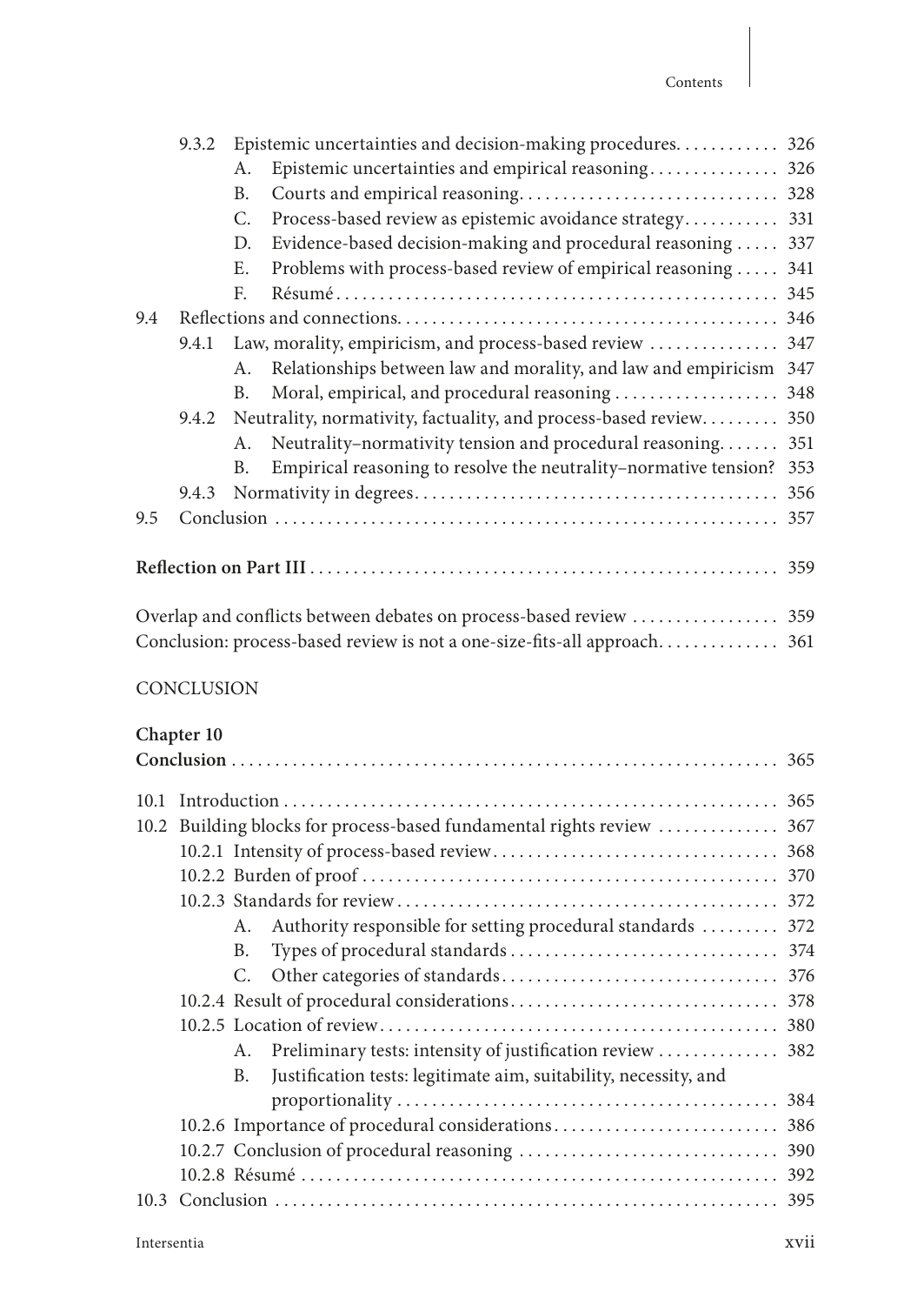9.3.2 Epistemic uncertainties and decision-making procedures. . . . . . . . . . . 326
  A. Epistemic uncertainties and empirical reasoning . . . . . . . . . . . . . . . 326
  B. Courts and empirical reasoning . . . . . . . . . . . . . . . . . . . . . . . . . . . . . 328
  C. Process-based review as epistemic avoidance strategy . . . . . . . . . . . 331
  D. Evidence-based decision-making and procedural reasoning . . . . . 337
  E. Problems with process-based review of empirical reasoning . . . . . 341
  F. Résumé . . . . . . . . . . . . . . . . . . . . . . . . . . . . . . . . . . . . . . . . . . . . . . 345

9.4 Reflections and connections . . . . . . . . . . . . . . . . . . . . . . . . . . . . . . . . . . . . 346
  9.4.1 Law, morality, empiricism, and process-based review . . . . . . . . . . . . . . 347
    A. Relationships between law and morality, and law and empiricism 347
    B. Moral, empirical, and procedural reasoning . . . . . . . . . . . . . . . . . . 348
  9.4.2 Neutrality, normativity, factuality, and process-based review . . . . . . . . 350
    A. Neutrality–normativity tension and procedural reasoning . . . . . . . 351
    B. Empirical reasoning to resolve the neutrality–normative tension? 353
  9.4.3 Normativity in degrees . . . . . . . . . . . . . . . . . . . . . . . . . . . . . . . . . . . . 356

9.5 Conclusion . . . . . . . . . . . . . . . . . . . . . . . . . . . . . . . . . . . . . . . . . . . . . . . . 357

**Reflection on Part III** . . . . . . . . . . . . . . . . . . . . . . . . . . . . . . . . . . . . . . . . 359

Overlap and conflicts between debates on process-based review . . . . . . . . . . . . . . . . 359
Conclusion: process-based review is not a one-size-fits-all approach . . . . . . . . . . . . . 361

CONCLUSION

**Chapter 10**
**Conclusion** . . . . . . . . . . . . . . . . . . . . . . . . . . . . . . . . . . . . . . . . . . . . . . . . . 365

10.1 Introduction . . . . . . . . . . . . . . . . . . . . . . . . . . . . . . . . . . . . . . . . . . . . . . . 365
10.2 Building blocks for process-based fundamental rights review . . . . . . . . . . . . . 367
  10.2.1 Intensity of process-based review . . . . . . . . . . . . . . . . . . . . . . . . . . . . . 368
  10.2.2 Burden of proof . . . . . . . . . . . . . . . . . . . . . . . . . . . . . . . . . . . . . . . . . 370
  10.2.3 Standards for review . . . . . . . . . . . . . . . . . . . . . . . . . . . . . . . . . . . . . 372
    A. Authority responsible for setting procedural standards . . . . . . . . . 372
    B. Types of procedural standards . . . . . . . . . . . . . . . . . . . . . . . . . . . . . 374
    C. Other categories of standards . . . . . . . . . . . . . . . . . . . . . . . . . . . . . . 376
  10.2.4 Result of procedural considerations . . . . . . . . . . . . . . . . . . . . . . . . . . . 378
  10.2.5 Location of review . . . . . . . . . . . . . . . . . . . . . . . . . . . . . . . . . . . . . . . 380
    A. Preliminary tests: intensity of justification review . . . . . . . . . . . . . 382
    B. Justification tests: legitimate aim, suitability, necessity, and proportionality . . . . . . . . . . . . . . . . . . . . . . . . . . . . . . . . . . . . . . . . . . . 384
  10.2.6 Importance of procedural considerations . . . . . . . . . . . . . . . . . . . . . . . 386
  10.2.7 Conclusion of procedural reasoning . . . . . . . . . . . . . . . . . . . . . . . . . . . 390
  10.2.8 Résumé . . . . . . . . . . . . . . . . . . . . . . . . . . . . . . . . . . . . . . . . . . . . . . . 392
10.3 Conclusion . . . . . . . . . . . . . . . . . . . . . . . . . . . . . . . . . . . . . . . . . . . . . . . . 395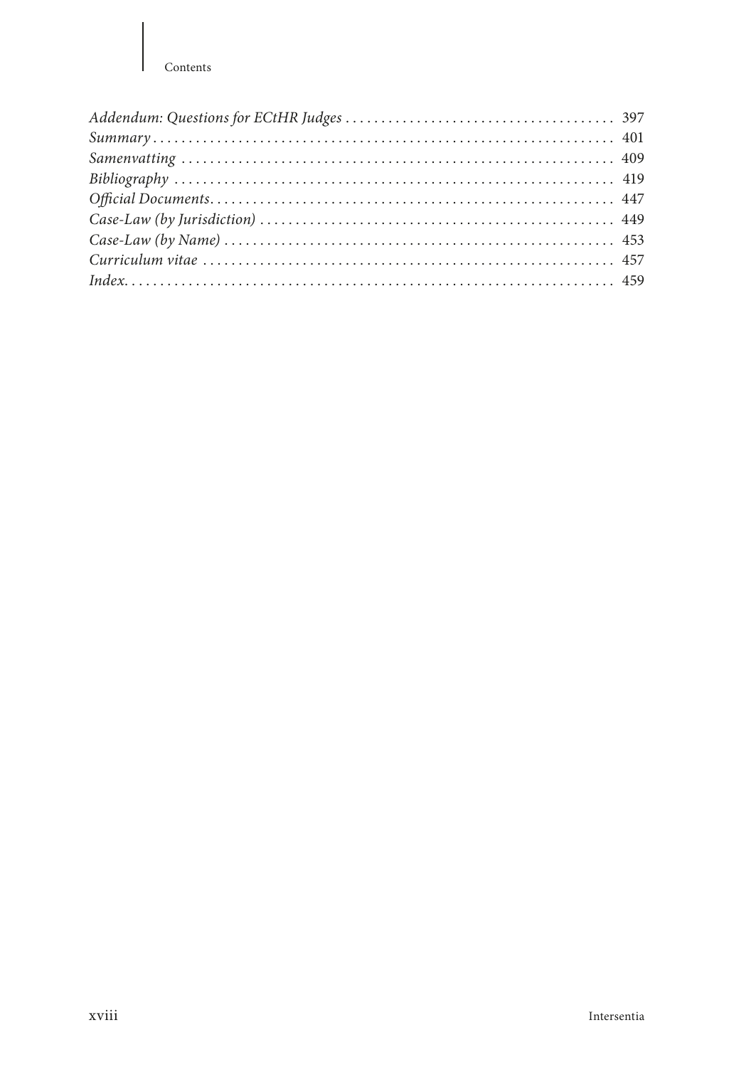*Addendum: Questions for ECtHR Judges* .......................................... 397
*Summary* .......................................................................... 401
*Samenvatting* ..................................................................... 409
*Bibliography* ..................................................................... 419
*Official Documents* ............................................................... 447
*Case-Law (by Jurisdiction)* ....................................................... 449
*Case-Law (by Name)* ............................................................... 453
*Curriculum vitae* ................................................................. 457
*Index* ............................................................................ 459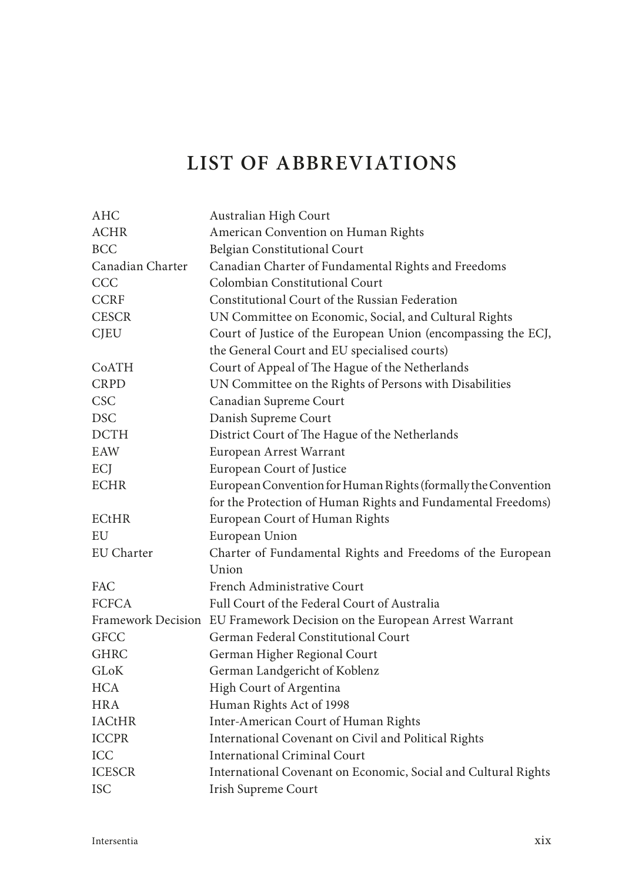# LIST OF ABBREVIATIONS

| | |
|---|---|
| AHC | Australian High Court |
| ACHR | American Convention on Human Rights |
| BCC | Belgian Constitutional Court |
| Canadian Charter | Canadian Charter of Fundamental Rights and Freedoms |
| CCC | Colombian Constitutional Court |
| CCRF | Constitutional Court of the Russian Federation |
| CESCR | UN Committee on Economic, Social, and Cultural Rights |
| CJEU | Court of Justice of the European Union (encompassing the ECJ, the General Court and EU specialised courts) |
| CoATH | Court of Appeal of The Hague of the Netherlands |
| CRPD | UN Committee on the Rights of Persons with Disabilities |
| CSC | Canadian Supreme Court |
| DSC | Danish Supreme Court |
| DCTH | District Court of The Hague of the Netherlands |
| EAW | European Arrest Warrant |
| ECJ | European Court of Justice |
| ECHR | European Convention for Human Rights (formally the Convention for the Protection of Human Rights and Fundamental Freedoms) |
| ECtHR | European Court of Human Rights |
| EU | European Union |
| EU Charter | Charter of Fundamental Rights and Freedoms of the European Union |
| FAC | French Administrative Court |
| FCFCA | Full Court of the Federal Court of Australia |
| Framework Decision | EU Framework Decision on the European Arrest Warrant |
| GFCC | German Federal Constitutional Court |
| GHRC | German Higher Regional Court |
| GLoK | German Landgericht of Koblenz |
| HCA | High Court of Argentina |
| HRA | Human Rights Act of 1998 |
| IACtHR | Inter-American Court of Human Rights |
| ICCPR | International Covenant on Civil and Political Rights |
| ICC | International Criminal Court |
| ICESCR | International Covenant on Economic, Social and Cultural Rights |
| ISC | Irish Supreme Court |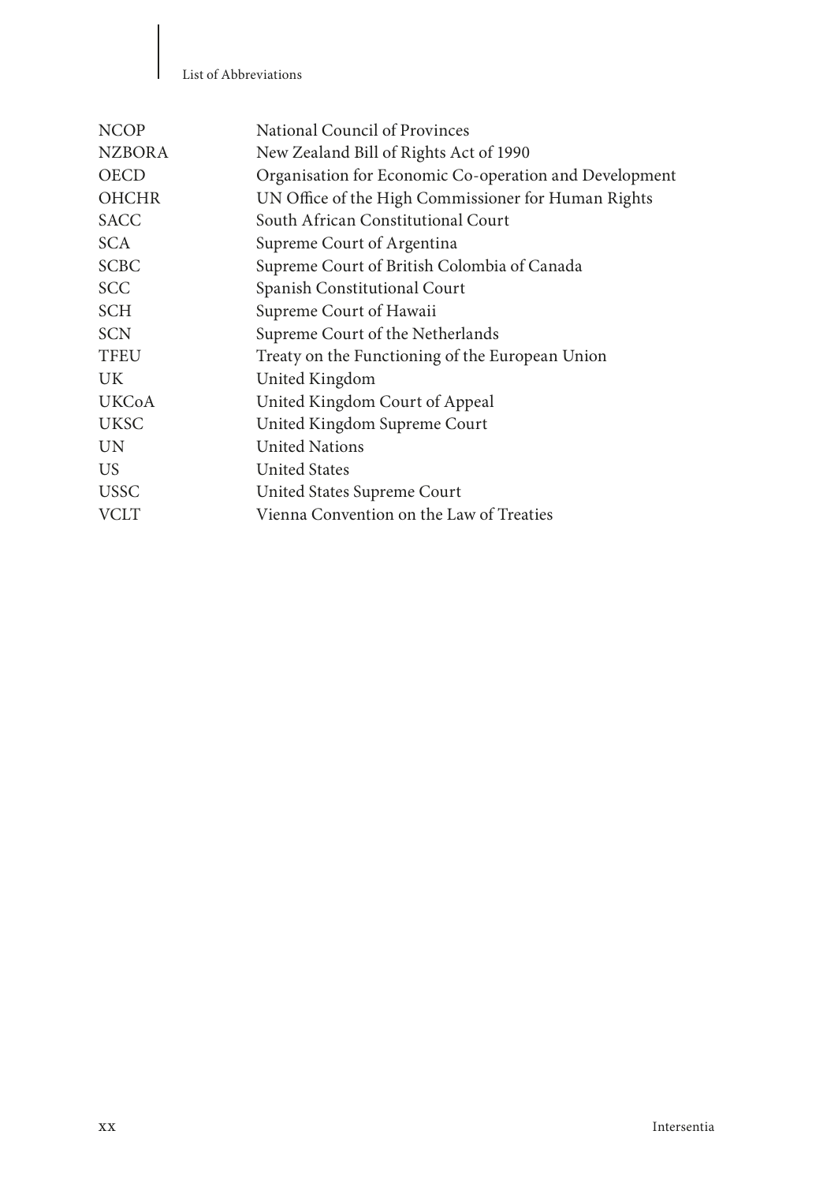| | |
|---|---|
| NCOP | National Council of Provinces |
| NZBORA | New Zealand Bill of Rights Act of 1990 |
| OECD | Organisation for Economic Co-operation and Development |
| OHCHR | UN Office of the High Commissioner for Human Rights |
| SACC | South African Constitutional Court |
| SCA | Supreme Court of Argentina |
| SCBC | Supreme Court of British Colombia of Canada |
| SCC | Spanish Constitutional Court |
| SCH | Supreme Court of Hawaii |
| SCN | Supreme Court of the Netherlands |
| TFEU | Treaty on the Functioning of the European Union |
| UK | United Kingdom |
| UKCoA | United Kingdom Court of Appeal |
| UKSC | United Kingdom Supreme Court |
| UN | United Nations |
| US | United States |
| USSC | United States Supreme Court |
| VCLT | Vienna Convention on the Law of Treaties |